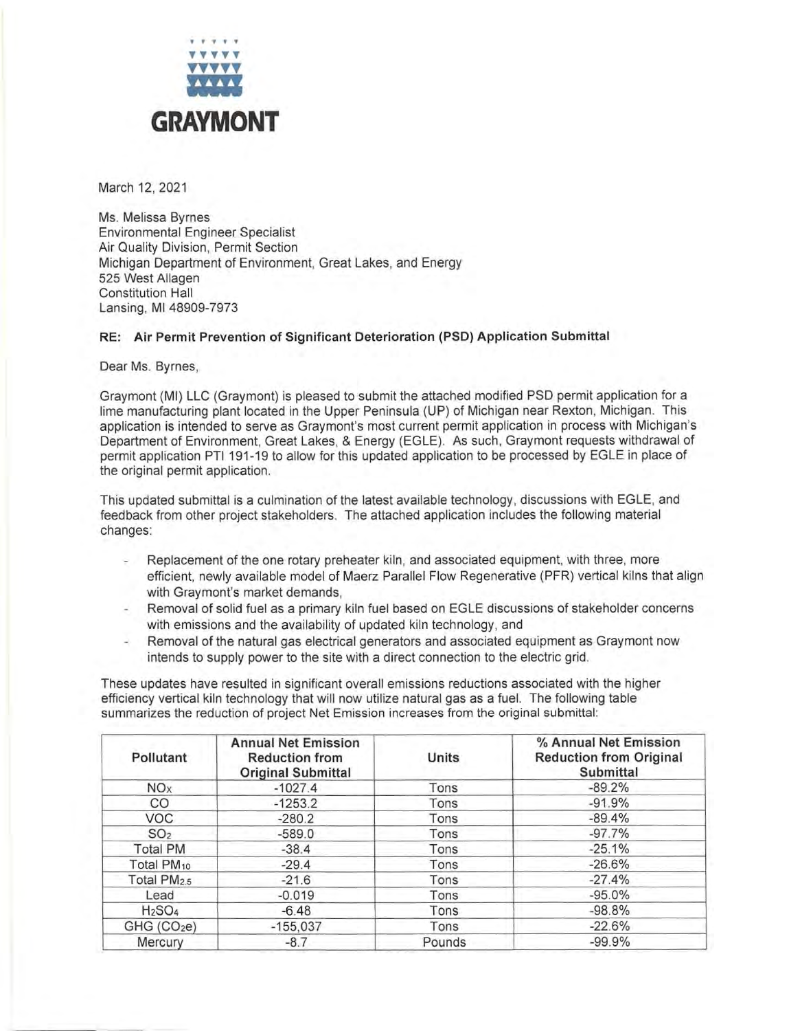**GRAYMONT**

March 12, 2021

Ms. Melissa Byrnes
Environmental Engineer Specialist
Air Quality Division, Permit Section
Michigan Department of Environment, Great Lakes, and Energy
525 West Allagen
Constitution Hall
Lansing, MI 48909-7973

**RE: Air Permit Prevention of Significant Deterioration (PSD) Application Submittal**

Dear Ms. Byrnes,

Graymont (MI) LLC (Graymont) is pleased to submit the attached modified PSD permit application for a lime manufacturing plant located in the Upper Peninsula (UP) of Michigan near Rexton, Michigan. This application is intended to serve as Graymont's most current permit application in process with Michigan's Department of Environment, Great Lakes, & Energy (EGLE). As such, Graymont requests withdrawal of permit application PTI 191-19 to allow for this updated application to be processed by EGLE in place of the original permit application.

This updated submittal is a culmination of the latest available technology, discussions with EGLE, and feedback from other project stakeholders. The attached application includes the following material changes:

- Replacement of the one rotary preheater kiln, and associated equipment, with three, more efficient, newly available model of Maerz Parallel Flow Regenerative (PFR) vertical kilns that align with Graymont's market demands,
- Removal of solid fuel as a primary kiln fuel based on EGLE discussions of stakeholder concerns with emissions and the availability of updated kiln technology, and
- Removal of the natural gas electrical generators and associated equipment as Graymont now intends to supply power to the site with a direct connection to the electric grid.

These updates have resulted in significant overall emissions reductions associated with the higher efficiency vertical kiln technology that will now utilize natural gas as a fuel. The following table summarizes the reduction of project Net Emission increases from the original submittal:

| Pollutant | Annual Net Emission Reduction from Original Submittal | Units | % Annual Net Emission Reduction from Original Submittal |
|---|---|---|---|
| $NO_X$ | -1027.4 | Tons | -89.2% |
| CO | -1253.2 | Tons | -91.9% |
| VOC | -280.2 | Tons | -89.4% |
| $SO_2$ | -589.0 | Tons | -97.7% |
| Total PM | -38.4 | Tons | -25.1% |
| Total $PM_{10}$ | -29.4 | Tons | -26.6% |
| Total $PM_{2.5}$ | -21.6 | Tons | -27.4% |
| Lead | -0.019 | Tons | -95.0% |
| $H_2SO_4$ | -6.48 | Tons | -98.8% |
| GHG ($CO_2e$) | -155,037 | Tons | -22.6% |
| Mercury | -8.7 | Pounds | -99.9% |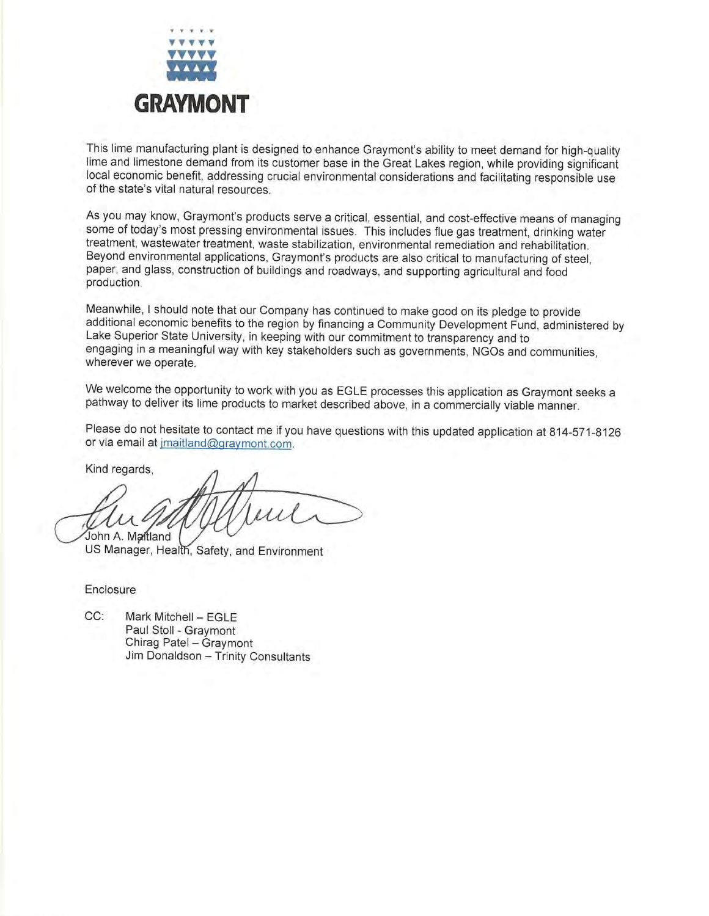**GRAYMONT**

This lime manufacturing plant is designed to enhance Graymont's ability to meet demand for high-quality lime and limestone demand from its customer base in the Great Lakes region, while providing significant local economic benefit, addressing crucial environmental considerations and facilitating responsible use of the state's vital natural resources.

As you may know, Graymont's products serve a critical, essential, and cost-effective means of managing some of today's most pressing environmental issues. This includes flue gas treatment, drinking water treatment, wastewater treatment, waste stabilization, environmental remediation and rehabilitation. Beyond environmental applications, Graymont's products are also critical to manufacturing of steel, paper, and glass, construction of buildings and roadways, and supporting agricultural and food production.

Meanwhile, I should note that our Company has continued to make good on its pledge to provide additional economic benefits to the region by financing a Community Development Fund, administered by Lake Superior State University, in keeping with our commitment to transparency and to engaging in a meaningful way with key stakeholders such as governments, NGOs and communities, wherever we operate.

We welcome the opportunity to work with you as EGLE processes this application as Graymont seeks a pathway to deliver its lime products to market described above, in a commercially viable manner.

Please do not hesitate to contact me if you have questions with this updated application at 814-571-8126 or via email at jmaitland@graymont.com.

Kind regards,

John A. Maitland
US Manager, Health, Safety, and Environment

Enclosure

CC: Mark Mitchell – EGLE
Paul Stoll - Graymont
Chirag Patel – Graymont
Jim Donaldson – Trinity Consultants